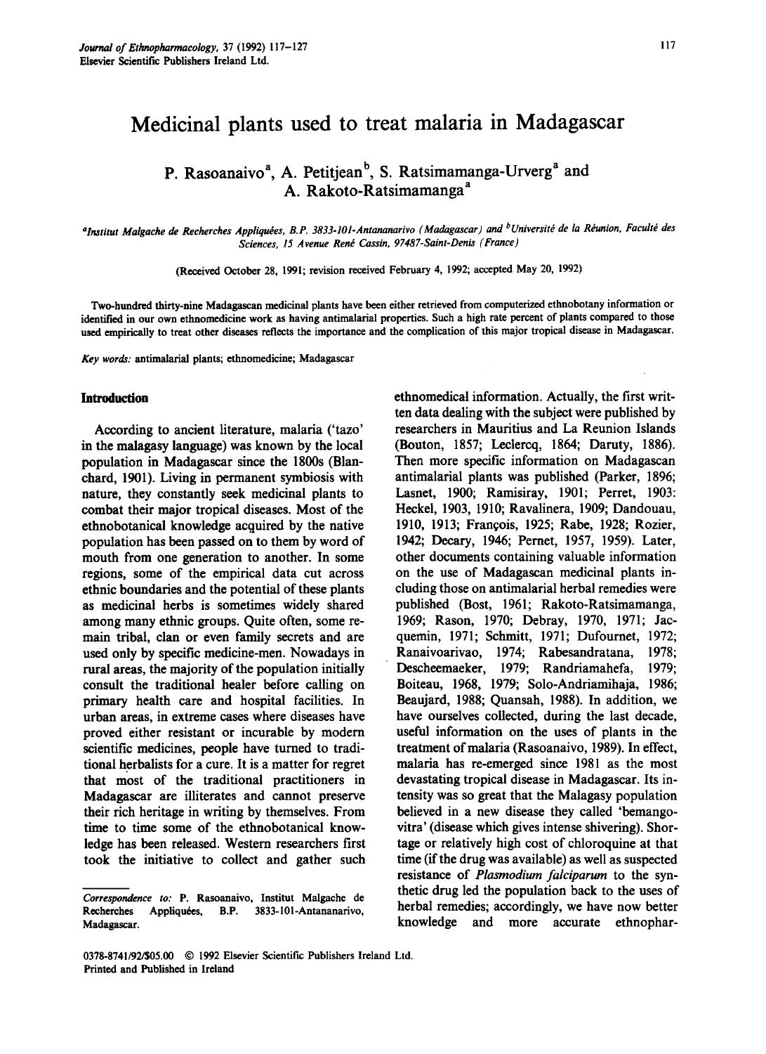# Medicinal plants used to treat malaria in Madagascar

P. Rasoanaivo[a], A. Petitjean[b], S. Ratsimamanga-Urverg[a] and A. Rakoto-Ratsimamanga[a]

[a]*Institut Malgache de Recherches Appliquées, B.P. 3833-101-Antananarivo (Madagascar) and* [b]*Université de la Réunion, Faculté des Sciences, 15 Avenue René Cassin, 97487-Saint-Denis (France)*

(Received October 28, 1991; revision received February 4, 1992; accepted May 20, 1992)

Two-hundred thirty-nine Madagascan medicinal plants have been either retrieved from computerized ethnobotany information or identified in our own ethnomedicine work as having antimalarial properties. Such a high rate percent of plants compared to those used empirically to treat other diseases reflects the importance and the complication of this major tropical disease in Madagascar.

*Key words:* antimalarial plants; ethnomedicine; Madagascar

## Introduction

According to ancient literature, malaria ('tazo' in the malagasy language) was known by the local population in Madagascar since the 1800s (Blanchard, 1901). Living in permanent symbiosis with nature, they constantly seek medicinal plants to combat their major tropical diseases. Most of the ethnobotanical knowledge acquired by the native population has been passed on to them by word of mouth from one generation to another. In some regions, some of the empirical data cut across ethnic boundaries and the potential of these plants as medicinal herbs is sometimes widely shared among many ethnic groups. Quite often, some remain tribal, clan or even family secrets and are used only by specific medicine-men. Nowadays in rural areas, the majority of the population initially consult the traditional healer before calling on primary health care and hospital facilities. In urban areas, in extreme cases where diseases have proved either resistant or incurable by modern scientific medicines, people have turned to traditional herbalists for a cure. It is a matter for regret that most of the traditional practitioners in Madagascar are illiterates and cannot preserve their rich heritage in writing by themselves. From time to time some of the ethnobotanical knowledge has been released. Western researchers first took the initiative to collect and gather such ethnomedical information. Actually, the first written data dealing with the subject were published by researchers in Mauritius and La Reunion Islands (Bouton, 1857; Leclercq, 1864; Daruty, 1886). Then more specific information on Madagascan antimalarial plants was published (Parker, 1896; Lasnet, 1900; Ramisiray, 1901; Perret, 1903: Heckel, 1903, 1910; Ravalinera, 1909; Dandouau, 1910, 1913; François, 1925; Rabe, 1928; Rozier, 1942; Decary, 1946; Pernet, 1957, 1959). Later, other documents containing valuable information on the use of Madagascan medicinal plants including those on antimalarial herbal remedies were published (Bost, 1961; Rakoto-Ratsimamanga, 1969; Rason, 1970; Debray, 1970, 1971; Jacquemin, 1971; Schmitt, 1971; Dufournet, 1972; Ranaivoarivao, 1974; Rabesandratana, 1978; Descheemaeker, 1979; Randriamahefa, 1979; Boiteau, 1968, 1979; Solo-Andriamihaja, 1986; Beaujard, 1988; Quansah, 1988). In addition, we have ourselves collected, during the last decade, useful information on the uses of plants in the treatment of malaria (Rasoanaivo, 1989). In effect, malaria has re-emerged since 1981 as the most devastating tropical disease in Madagascar. Its intensity was so great that the Malagasy population believed in a new disease they called 'bemangovitra' (disease which gives intense shivering). Shortage or relatively high cost of chloroquine at that time (if the drug was available) as well as suspected resistance of *Plasmodium falciparum* to the synthetic drug led the population back to the uses of herbal remedies; accordingly, we have now better knowledge and more accurate ethnophar-

*Correspondence to:* P. Rasoanaivo, Institut Malgache de Recherches Appliquées, B.P. 3833-101-Antananarivo, Madagascar.

0378-8741/92/$05.00 © 1992 Elsevier Scientific Publishers Ireland Ltd.
Printed and Published in Ireland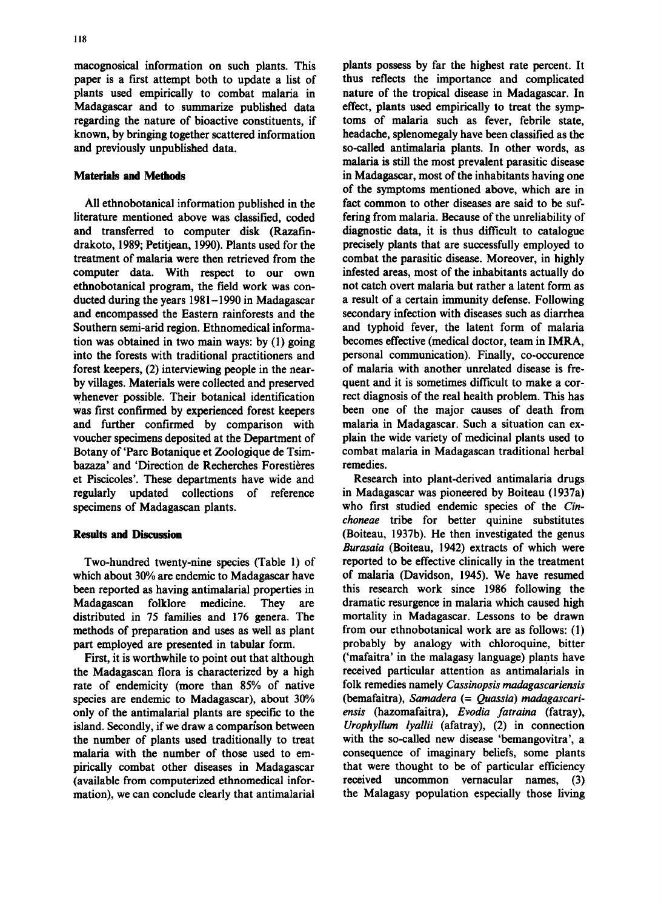macognosical information on such plants. This paper is a first attempt both to update a list of plants used empirically to combat malaria in Madagascar and to summarize published data regarding the nature of bioactive constituents, if known, by bringing together scattered information and previously unpublished data.

## Materials and Methods

All ethnobotanical information published in the literature mentioned above was classified, coded and transferred to computer disk (Razafindrakoto, 1989; Petitjean, 1990). Plants used for the treatment of malaria were then retrieved from the computer data. With respect to our own ethnobotanical program, the field work was conducted during the years 1981–1990 in Madagascar and encompassed the Eastern rainforests and the Southern semi-arid region. Ethnomedical information was obtained in two main ways: by (1) going into the forests with traditional practitioners and forest keepers, (2) interviewing people in the nearby villages. Materials were collected and preserved whenever possible. Their botanical identification was first confirmed by experienced forest keepers and further confirmed by comparison with voucher specimens deposited at the Department of Botany of 'Parc Botanique et Zoologique de Tsimbazaza' and 'Direction de Recherches Forestières et Piscicoles'. These departments have wide and regularly updated collections of reference specimens of Madagascan plants.

## Results and Discussion

Two-hundred twenty-nine species (Table 1) of which about 30% are endemic to Madagascar have been reported as having antimalarial properties in Madagascan folklore medicine. They are distributed in 75 families and 176 genera. The methods of preparation and uses as well as plant part employed are presented in tabular form.

First, it is worthwhile to point out that although the Madagascan flora is characterized by a high rate of endemicity (more than 85% of native species are endemic to Madagascar), about 30% only of the antimalarial plants are specific to the island. Secondly, if we draw a comparison between the number of plants used traditionally to treat malaria with the number of those used to empirically combat other diseases in Madagascar (available from computerized ethnomedical information), we can conclude clearly that antimalarial plants possess by far the highest rate percent. It thus reflects the importance and complicated nature of the tropical disease in Madagascar. In effect, plants used empirically to treat the symptoms of malaria such as fever, febrile state, headache, splenomegaly have been classified as the so-called antimalaria plants. In other words, as malaria is still the most prevalent parasitic disease in Madagascar, most of the inhabitants having one of the symptoms mentioned above, which are in fact common to other diseases are said to be suffering from malaria. Because of the unreliability of diagnostic data, it is thus difficult to catalogue precisely plants that are successfully employed to combat the parasitic disease. Moreover, in highly infested areas, most of the inhabitants actually do not catch overt malaria but rather a latent form as a result of a certain immunity defense. Following secondary infection with diseases such as diarrhea and typhoid fever, the latent form of malaria becomes effective (medical doctor, team in IMRA, personal communication). Finally, co-occurence of malaria with another unrelated disease is frequent and it is sometimes difficult to make a correct diagnosis of the real health problem. This has been one of the major causes of death from malaria in Madagascar. Such a situation can explain the wide variety of medicinal plants used to combat malaria in Madagascan traditional herbal remedies.

Research into plant-derived antimalaria drugs in Madagascar was pioneered by Boiteau (1937a) who first studied endemic species of the *Cinchoneae* tribe for better quinine substitutes (Boiteau, 1937b). He then investigated the genus *Burasaia* (Boiteau, 1942) extracts of which were reported to be effective clinically in the treatment of malaria (Davidson, 1945). We have resumed this research work since 1986 following the dramatic resurgence in malaria which caused high mortality in Madagascar. Lessons to be drawn from our ethnobotanical work are as follows: (1) probably by analogy with chloroquine, bitter ('mafaitra' in the malagasy language) plants have received particular attention as antimalarials in folk remedies namely *Cassinopsis madagascariensis* (bemafaitra), *Samadera* (= *Quassia*) *madagascariensis* (hazomafaitra), *Evodia fatraina* (fatray), *Urophyllum lyallii* (afatray), (2) in connection with the so-called new disease 'bemangovitra', a consequence of imaginary beliefs, some plants that were thought to be of particular efficiency received uncommon vernacular names, (3) the Malagasy population especially those living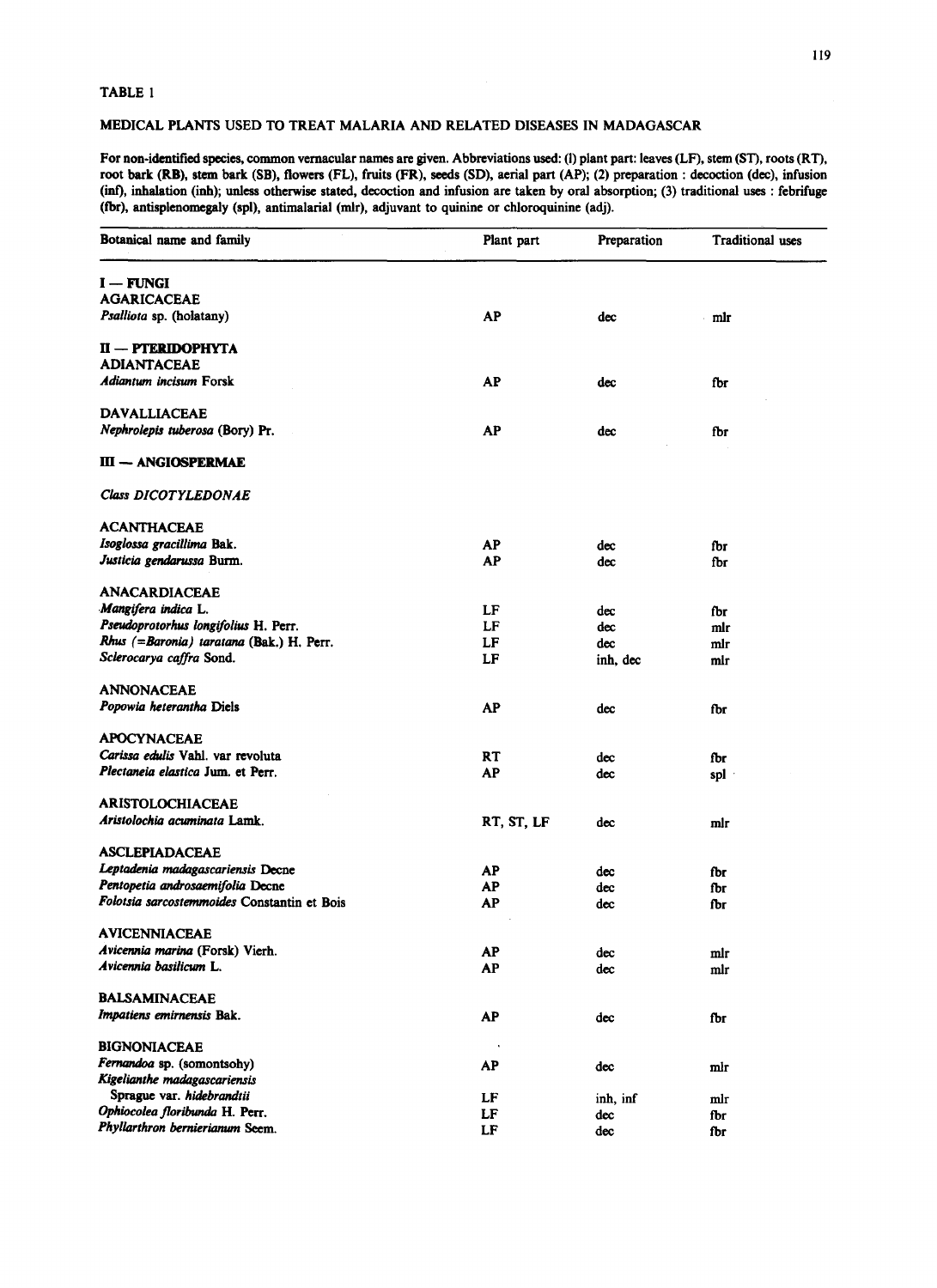TABLE 1

MEDICAL PLANTS USED TO TREAT MALARIA AND RELATED DISEASES IN MADAGASCAR

For non-identified species, common vernacular names are given. Abbreviations used: (l) plant part: leaves (LF), stem (ST), roots (RT), root bark (RB), stem bark (SB), flowers (FL), fruits (FR), seeds (SD), aerial part (AP); (2) preparation : decoction (dec), infusion (inf), inhalation (inh); unless otherwise stated, decoction and infusion are taken by oral absorption; (3) traditional uses : febrifuge (fbr), antisplenomegaly (spl), antimalarial (mlr), adjuvant to quinine or chloroquinine (adj).

| Botanical name and family | Plant part | Preparation | Traditional uses |
|---|---|---|---|
| **I — FUNGI** | | | |
| **AGARICACEAE** | | | |
| *Psalliota* sp. (holatany) | AP | dec | mlr |
| **II — PTERIDOPHYTA** | | | |
| **ADIANTACEAE** | | | |
| *Adiantum incisum* Forsk | AP | dec | fbr |
| **DAVALLIACEAE** | | | |
| *Nephrolepis tuberosa* (Bory) Pr. | AP | dec | fbr |
| **III — ANGIOSPERMAE** | | | |
| *Class DICOTYLEDONAE* | | | |
| **ACANTHACEAE** | | | |
| *Isoglossa gracillima* Bak. | AP | dec | fbr |
| *Justicia gendarussa* Burm. | AP | dec | fbr |
| **ANACARDIACEAE** | | | |
| *Mangifera indica* L. | LF | dec | fbr |
| *Pseudoprotorhus longifolius* H. Perr. | LF | dec | mlr |
| *Rhus (=Baronia) taratana* (Bak.) H. Perr. | LF | dec | mlr |
| *Sclerocarya caffra* Sond. | LF | inh, dec | mlr |
| **ANNONACEAE** | | | |
| *Popowia heterantha* Diels | AP | dec | fbr |
| **APOCYNACEAE** | | | |
| *Carissa edulis* Vahl. var revoluta | RT | dec | fbr |
| *Plectaneia elastica* Jum. et Perr. | AP | dec | spl |
| **ARISTOLOCHIACEAE** | | | |
| *Aristolochia acuminata* Lamk. | RT, ST, LF | dec | mlr |
| **ASCLEPIADACEAE** | | | |
| *Leptadenia madagascariensis* Decne | AP | dec | fbr |
| *Pentopetia androsaemifolia* Decne | AP | dec | fbr |
| *Folotsia sarcostemmoides* Constantin et Bois | AP | dec | fbr |
| **AVICENNIACEAE** | | | |
| *Avicennia marina* (Forsk) Vierh. | AP | dec | mlr |
| *Avicennia basilicum* L. | AP | dec | mlr |
| **BALSAMINACEAE** | | | |
| *Impatiens emirnensis* Bak. | AP | dec | fbr |
| **BIGNONIACEAE** | | | |
| *Fernandoa* sp. (somontsohy) | AP | dec | mlr |
| *Kigelianthe madagascariensis* Sprague var. *hidebrandtii* | LF | inh, inf | mlr |
| *Ophiocolea floribunda* H. Perr. | LF | dec | fbr |
| *Phyllarthron bernierianum* Seem. | LF | dec | fbr |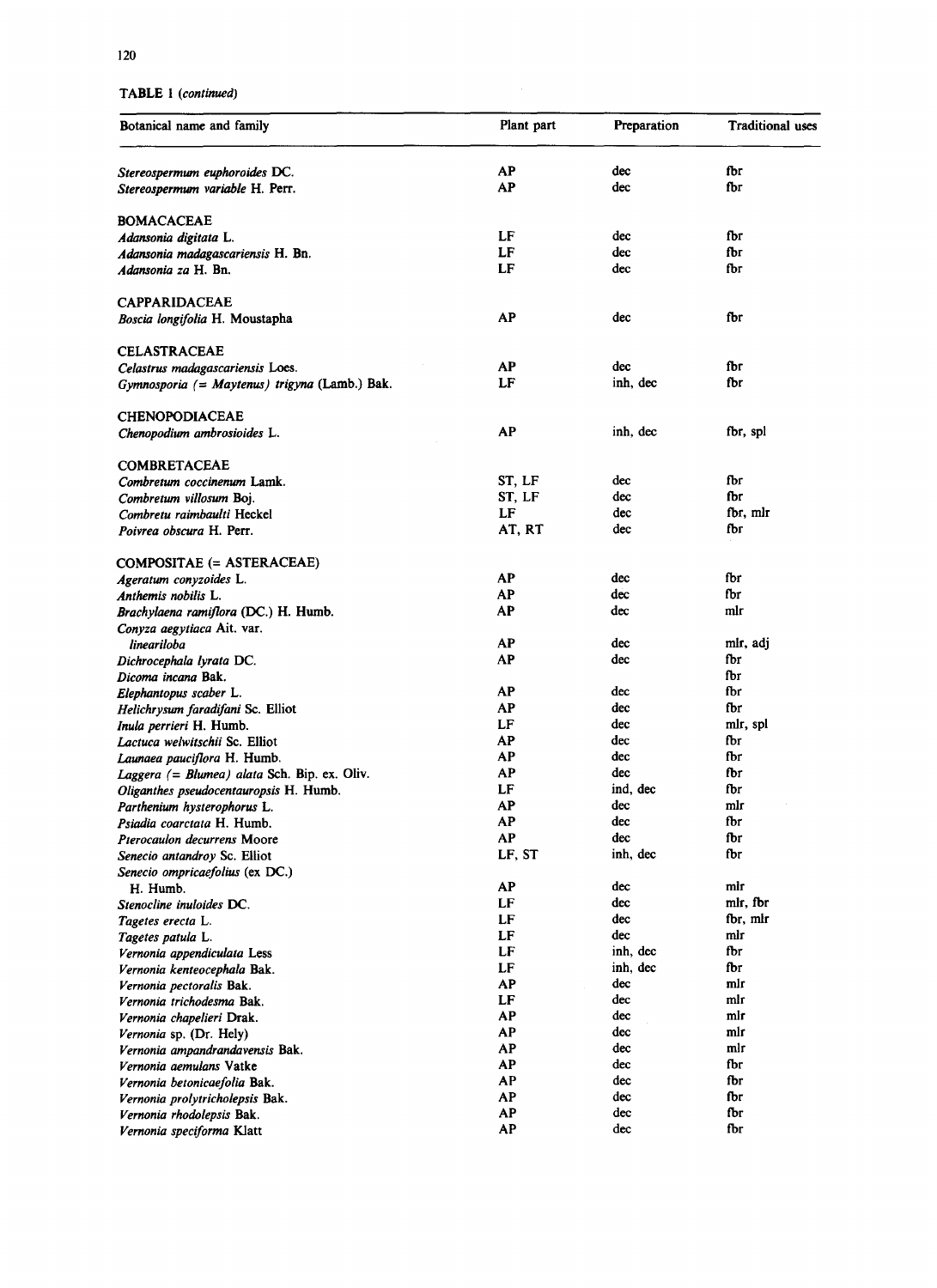TABLE 1 (*continued*)

| Botanical name and family | Plant part | Preparation | Traditional uses |
|---|---|---|---|
| *Stereospermum euphoroides* DC. | AP | dec | fbr |
| *Stereospermum variable* H. Perr. | AP | dec | fbr |
| BOMACACEAE | | | |
| *Adansonia digitata* L. | LF | dec | fbr |
| *Adansonia madagascariensis* H. Bn. | LF | dec | fbr |
| *Adansonia za* H. Bn. | LF | dec | fbr |
| CAPPARIDACEAE | | | |
| *Boscia longifolia* H. Moustapha | AP | dec | fbr |
| CELASTRACEAE | | | |
| *Celastrus madagascariensis* Loes. | AP | dec | fbr |
| *Gymnosporia (= Maytenus) trigyna* (Lamb.) Bak. | LF | inh, dec | fbr |
| CHENOPODIACEAE | | | |
| *Chenopodium ambrosioides* L. | AP | inh, dec | fbr, spl |
| COMBRETACEAE | | | |
| *Combretum coccinenum* Lamk. | ST, LF | dec | fbr |
| *Combretum villosum* Boj. | ST, LF | dec | fbr |
| *Combretu raimbaulti* Heckel | LF | dec | fbr, mlr |
| *Poivrea obscura* H. Perr. | AT, RT | dec | fbr |
| COMPOSITAE (= ASTERACEAE) | | | |
| *Ageratum conyzoides* L. | AP | dec | fbr |
| *Anthemis nobilis* L. | AP | dec | fbr |
| *Brachylaena ramiflora* (DC.) H. Humb. | AP | dec | mlr |
| *Conyza aegytiaca* Ait. var. *lineariloba* | AP | dec | mlr, adj |
| *Dichrocephala lyrata* DC. | AP | dec | fbr |
| *Dicoma incana* Bak. | | | fbr |
| *Elephantopus scaber* L. | AP | dec | fbr |
| *Helichrysum faradifani* Sc. Elliot | AP | dec | fbr |
| *Inula perrieri* H. Humb. | LF | dec | mlr, spl |
| *Lactuca welwitschii* Sc. Elliot | AP | dec | fbr |
| *Launaea pauciflora* H. Humb. | AP | dec | fbr |
| *Laggera (= Blumea) alata* Sch. Bip. ex. Oliv. | AP | dec | fbr |
| *Oliganthes pseudocentauropsis* H. Humb. | LF | ind, dec | fbr |
| *Parthenium hysterophorus* L. | AP | dec | mlr |
| *Psiadia coarctata* H. Humb. | AP | dec | fbr |
| *Pterocaulon decurrens* Moore | AP | dec | fbr |
| *Senecio antandroy* Sc. Elliot | LF, ST | inh, dec | fbr |
| *Senecio ompricaefolius* (ex DC.) H. Humb. | AP | dec | mlr |
| *Stenocline inuloides* DC. | LF | dec | mlr, fbr |
| *Tagetes erecta* L. | LF | dec | fbr, mlr |
| *Tagetes patula* L. | LF | dec | mlr |
| *Vernonia appendiculata* Less | LF | inh, dec | fbr |
| *Vernonia kenteocephala* Bak. | LF | inh, dec | fbr |
| *Vernonia pectoralis* Bak. | AP | dec | mlr |
| *Vernonia trichodesma* Bak. | LF | dec | mlr |
| *Vernonia chapelieri* Drak. | AP | dec | mlr |
| *Vernonia* sp. (Dr. Hely) | AP | dec | mlr |
| *Vernonia ampandrandavensis* Bak. | AP | dec | mlr |
| *Vernonia aemulans* Vatke | AP | dec | fbr |
| *Vernonia betonicaefolia* Bak. | AP | dec | fbr |
| *Vernonia prolytricholepsis* Bak. | AP | dec | fbr |
| *Vernonia rhodolepsis* Bak. | AP | dec | fbr |
| *Vernonia speciforma* Klatt | AP | dec | fbr |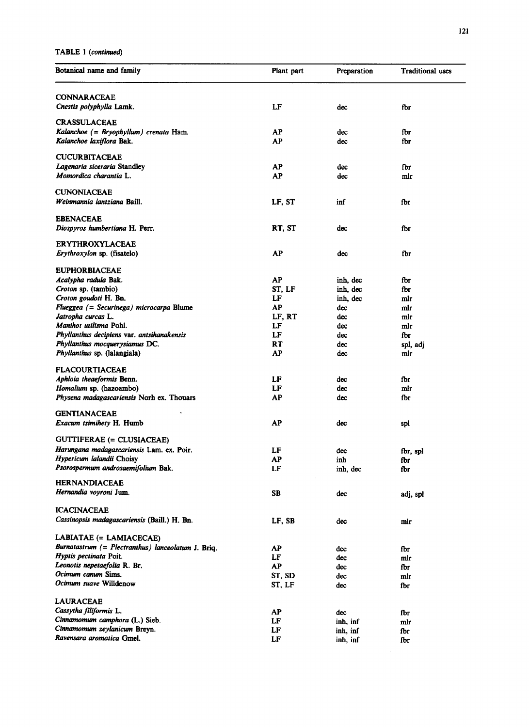TABLE 1 (*continued*)

| Botanical name and family | Plant part | Preparation | Traditional uses |
|---|---|---|---|
| CONNARACEAE | | | |
| *Cnestis polyphylla* Lamk. | LF | dec | fbr |
| CRASSULACEAE | | | |
| *Kalanchoe (= Bryophyllum) crenata* Ham. | AP | dec | fbr |
| *Kalanchoe laxiflora* Bak. | AP | dec | fbr |
| CUCURBITACEAE | | | |
| *Lagenaria siceraria* Standley | AP | dec | fbr |
| *Momordica charantia* L. | AP | dec | mlr |
| CUNONIACEAE | | | |
| *Weinmannia lantziana* Baill. | LF, ST | inf | fbr |
| EBENACEAE | | | |
| *Diospyros humbertiana* H. Perr. | RT, ST | dec | fbr |
| ERYTHROXYLACEAE | | | |
| *Erythroxylon* sp. (fisatelo) | AP | dec | fbr |
| EUPHORBIACEAE | | | |
| *Acalypha radula* Bak. | AP | inh, dec | fbr |
| *Croton* sp. (tambio) | ST, LF | inh, dec | fbr |
| *Croton goudoti* H. Bn. | LF | inh, dec | mlr |
| *Flueggea (= Securinega) microcarpa* Blume | AP | dec | mlr |
| *Jatropha curcas* L. | LF, RT | dec | mlr |
| *Manihot utilisma* Pohl. | LF | dec | mlr |
| *Phyllanthus decipiens* var. *antsihanakensis* | LF | dec | fbr |
| *Phyllanthus mocquerysiamus* DC. | RT | dec | spl, adj |
| *Phyllanthus* sp. (lalangiala) | AP | dec | mlr |
| FLACOURTIACEAE | | | |
| *Aphloia theaeformis* Benn. | LF | dec | fbr |
| *Homalium* sp. (hazoambo) | LF | dec | mlr |
| *Physena madagascariensis* Norh ex. Thouars | AP | dec | fbr |
| GENTIANACEAE | | | |
| *Exacum tsimihety* H. Humb | AP | dec | spl |
| GUTTIFERAE (= CLUSIACEAE) | | | |
| *Harungana madagascariensis* Lam. ex. Poir. | LF | dec | fbr, spl |
| *Hypericum lalandii* Choisy | AP | inh | fbr |
| *Psorospermum androsaemifolium* Bak. | LF | inh, dec | fbr |
| HERNANDIACEAE | | | |
| *Hernandia voyroni* Jum. | SB | dec | adj, spl |
| ICACINACEAE | | | |
| *Cassinopsis madagascariensis* (Baill.) H. Bn. | LF, SB | dec | mlr |
| LABIATAE (= LAMIACECAE) | | | |
| *Burnatastrum (= Plectranthus) lanceolatum* J. Briq. | AP | dec | fbr |
| *Hyptis pectinata* Poit. | LF | dec | mlr |
| *Leonotis nepetaefolia* R. Br. | AP | dec | fbr |
| *Ocimum canum* Sims. | ST, SD | dec | mlr |
| *Ocimum suave* Willdenow | ST, LF | dec | fbr |
| LAURACEAE | | | |
| *Cassytha filiformis* L. | AP | dec | fbr |
| *Cinnamomum camphora* (L.) Sieb. | LF | inh, inf | mlr |
| *Cinnamomum zeylanicum* Breyn. | LF | inh, inf | fbr |
| *Ravensara aromatica* Gmel. | LF | inh, inf | fbr |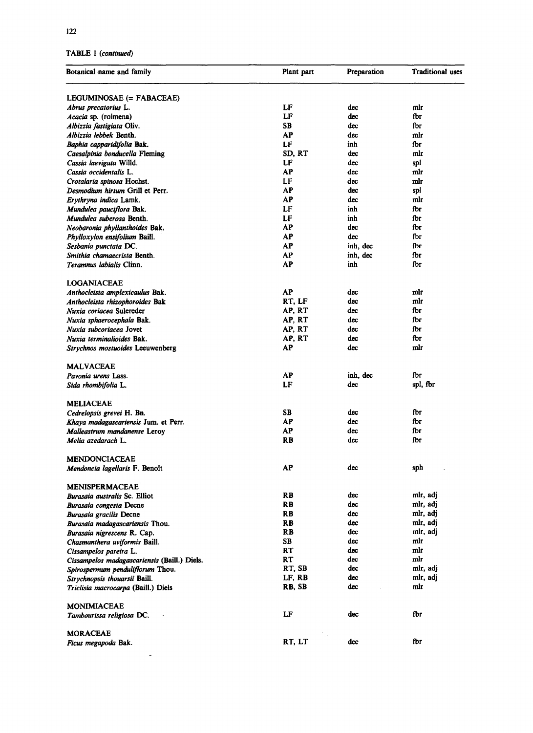TABLE 1 (*continued*)

| Botanical name and family | Plant part | Preparation | Traditional uses |
|---|---|---|---|
| LEGUMINOSAE (= FABACEAE) | | | |
| *Abrus precatorius* L. | LF | dec | mlr |
| *Acacia* sp. (roimena) | LF | dec | fbr |
| *Albizzia fastigiata* Oliv. | SB | dec | fbr |
| *Albizzia lebbek* Benth. | AP | dec | mlr |
| *Baphia capparidifolia* Bak. | LF | inh | fbr |
| *Caesalpinia bonducella* Fleming | SD, RT | dec | mlr |
| *Cassia laevigata* Willd. | LF | dec | spl |
| *Cassia occidentalis* L. | AP | dec | mlr |
| *Crotalaria spinosa* Hochst. | LF | dec | mlr |
| *Desmodium hirtum* Grill et Perr. | AP | dec | spl |
| *Erythryna indica* Lamk. | AP | dec | mlr |
| *Mundulea pauciflora* Bak. | LF | inh | fbr |
| *Mundulea suberosa* Benth. | LF | inh | fbr |
| *Neobaronia phyllanthoides* Bak. | AP | dec | fbr |
| *Phylloxylon ensifolium* Baill. | AP | dec | fbr |
| *Sesbania punctata* DC. | AP | inh, dec | fbr |
| *Smithia chamaecrista* Benth. | AP | inh, dec | fbr |
| *Teramnus labialis* Clinn. | AP | inh | fbr |
| LOGANIACEAE | | | |
| *Anthocleista amplexicaulus* Bak. | AP | dec | mlr |
| *Anthocleista rhizophoroides* Bak | RT, LF | dec | mlr |
| *Nuxia coriacea* Sulereder | AP, RT | dec | fbr |
| *Nuxia sphaerocephala* Bak. | AP, RT | dec | fbr |
| *Nuxia subcoriacea* Jovet | AP, RT | dec | fbr |
| *Nuxia terminalioides* Bak. | AP, RT | dec | fbr |
| *Strychnos mostuoides* Leeuwenberg | AP | dec | mlr |
| MALVACEAE | | | |
| *Pavonia urens* Lass. | AP | inh, dec | fbr |
| *Sida rhombifolia* L. | LF | dec | spl, fbr |
| MELIACEAE | | | |
| *Cedrelopsis grevei* H. Bn. | SB | dec | fbr |
| *Khaya madagascariensis* Jum. et Perr. | AP | dec | fbr |
| *Malleastrum mandanense* Leroy | AP | dec | fbr |
| *Melia azedarach* L. | RB | dec | fbr |
| MENDONCIACEAE | | | |
| *Mendoncia lagellaris* F. Benoît | AP | dec | sph |
| MENISPERMACEAE | | | |
| *Burasaia australis* Sc. Elliot | RB | dec | mlr, adj |
| *Burasaia congesta* Decne | RB | dec | mlr, adj |
| *Burasaia gracilis* Decne | RB | dec | mlr, adj |
| *Burasaia madagascariensis* Thou. | RB | dec | mlr, adj |
| *Burasaia nigrescens* R. Cap. | RB | dec | mlr, adj |
| *Chasmanthera uviformis* Baill. | SB | dec | mlr |
| *Cissampelos pareira* L. | RT | dec | mlr |
| *Cissampelos madagascariensis* (Baill.) Diels. | RT | dec | mlr |
| *Spirospermum penduliflorum* Thou. | RT, SB | dec | mlr, adj |
| *Strychnopsis thouarsii* Baill. | LF, RB | dec | mlr, adj |
| *Triclisia macrocarpa* (Baill.) Diels | RB, SB | dec | mlr |
| MONIMIACEAE | | | |
| *Tambourissa religiosa* DC. | LF | dec | fbr |
| MORACEAE | | | |
| *Ficus megapoda* Bak. | RT, LT | dec | fbr |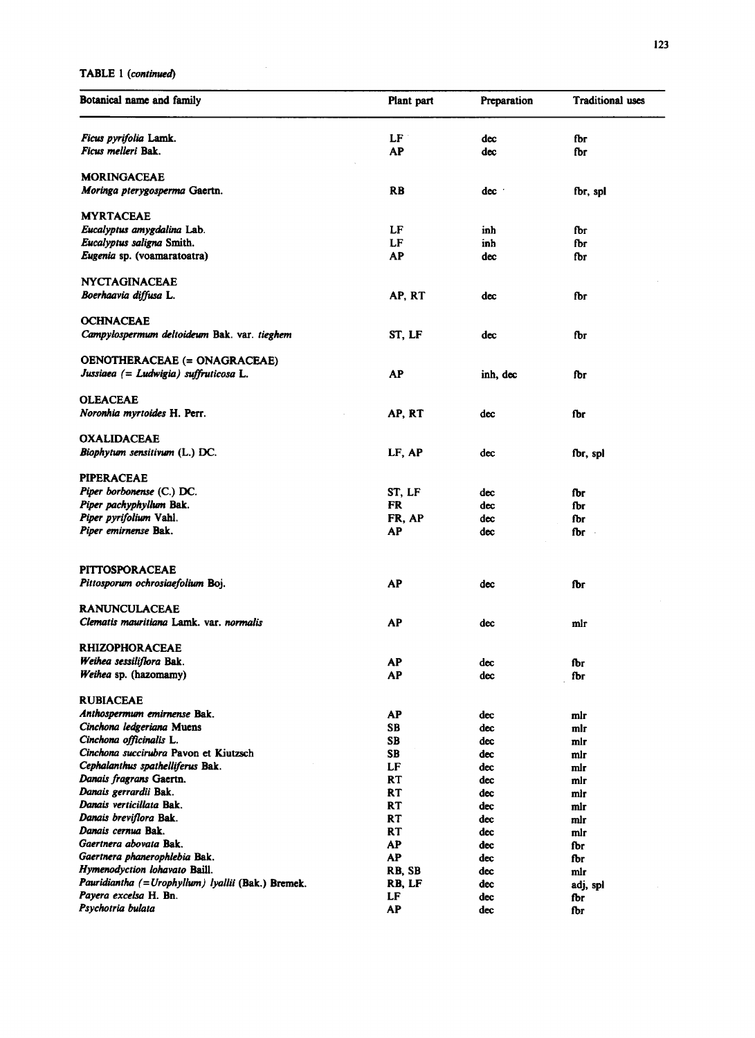TABLE 1 (*continued*)

| Botanical name and family | Plant part | Preparation | Traditional uses |
|---|---|---|---|
| *Ficus pyrifolia* Lamk. | LF | dec | fbr |
| *Ficus melleri* Bak. | AP | dec | fbr |
| MORINGACEAE | | | |
| *Moringa pterygosperma* Gaertn. | RB | dec | fbr, spl |
| MYRTACEAE | | | |
| *Eucalyptus amygdalina* Lab. | LF | inh | fbr |
| *Eucalyptus saligna* Smith. | LF | inh | fbr |
| *Eugenia* sp. (voamaratoatra) | AP | dec | fbr |
| NYCTAGINACEAE | | | |
| *Boerhaavia diffusa* L. | AP, RT | dec | fbr |
| OCHNACEAE | | | |
| *Campylospermum deltoideum* Bak. var. *tieghem* | ST, LF | dec | fbr |
| OENOTHERACEAE (= ONAGRACEAE) | | | |
| *Jussiaea (= Ludwigia) suffruticosa* L. | AP | inh, dec | fbr |
| OLEACEAE | | | |
| *Noronhia myrtoides* H. Perr. | AP, RT | dec | fbr |
| OXALIDACEAE | | | |
| *Biophytum sensitivum* (L.) DC. | LF, AP | dec | fbr, spl |
| PIPERACEAE | | | |
| *Piper borbonense* (C.) DC. | ST, LF | dec | fbr |
| *Piper pachyphyllum* Bak. | FR | dec | fbr |
| *Piper pyrifolium* Vahl. | FR, AP | dec | fbr |
| *Piper emirnense* Bak. | AP | dec | fbr |
| PITTOSPORACEAE | | | |
| *Pittosporum ochrosiaefolium* Boj. | AP | dec | fbr |
| RANUNCULACEAE | | | |
| *Clematis mauritiana* Lamk. var. *normalis* | AP | dec | mlr |
| RHIZOPHORACEAE | | | |
| *Weihea sessiliflora* Bak. | AP | dec | fbr |
| *Weihea* sp. (hazomamy) | AP | dec | fbr |
| RUBIACEAE | | | |
| *Anthospermum emirnense* Bak. | AP | dec | mlr |
| *Cinchona ledgeriana* Muens | SB | dec | mlr |
| *Cinchona officinalis* L. | SB | dec | mlr |
| *Cinchona succirubra* Pavon et Kiutzsch | SB | dec | mlr |
| *Cephalanthus spathelliferus* Bak. | LF | dec | mlr |
| *Danais fragrans* Gaertn. | RT | dec | mlr |
| *Danais gerrardii* Bak. | RT | dec | mlr |
| *Danais verticillata* Bak. | RT | dec | mlr |
| *Danais breviflora* Bak. | RT | dec | mlr |
| *Danais cernua* Bak. | RT | dec | mlr |
| *Gaertnera obovata* Bak. | AP | dec | fbr |
| *Gaertnera phanerophlebia* Bak. | AP | dec | fbr |
| *Hymenodyction lohavato* Baill. | RB, SB | dec | mlr |
| *Pauridiantha (=Urophyllum) lyallii* (Bak.) Bremek. | RB, LF | dec | adj, spl |
| *Payera excelsa* H. Bn. | LF | dec | fbr |
| *Psychotria bulata* | AP | dec | fbr |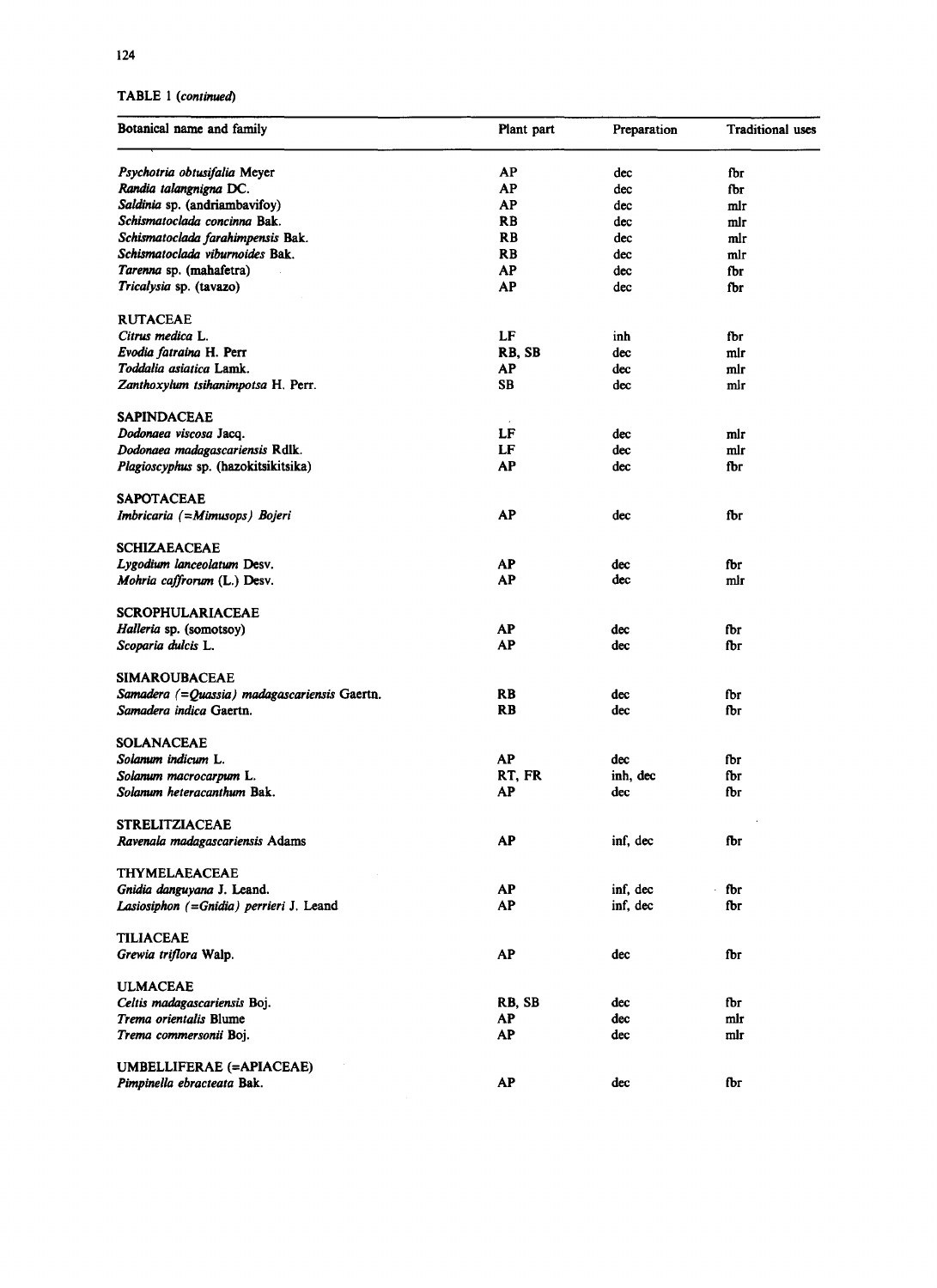TABLE 1 (*continued*)

| Botanical name and family | Plant part | Preparation | Traditional uses |
|---|---|---|---|
| *Psychotria obtusifalia* Meyer | AP | dec | fbr |
| *Randia talangnigna* DC. | AP | dec | fbr |
| *Saldinia* sp. (andriambavifoy) | AP | dec | mlr |
| *Schismatoclada concinna* Bak. | RB | dec | mlr |
| *Schismatoclada farahimpensis* Bak. | RB | dec | mlr |
| *Schismatoclada viburnoides* Bak. | RB | dec | mlr |
| *Tarenna* sp. (mahafetra) | AP | dec | fbr |
| *Tricalysia* sp. (tavazo) | AP | dec | fbr |
| RUTACEAE | | | |
| *Citrus medica* L. | LF | inh | fbr |
| *Evodia fatraina* H. Perr | RB, SB | dec | mlr |
| *Toddalia asiatica* Lamk. | AP | dec | mlr |
| *Zanthoxylum tsihanimpotsa* H. Perr. | SB | dec | mlr |
| SAPINDACEAE | | | |
| *Dodonaea viscosa* Jacq. | LF | dec | mlr |
| *Dodonaea madagascariensis* Rdlk. | LF | dec | mlr |
| *Plagioscyphus* sp. (hazokitsikitsika) | AP | dec | fbr |
| SAPOTACEAE | | | |
| *Imbricaria (=Mimusops) Bojeri* | AP | dec | fbr |
| SCHIZAEACEAE | | | |
| *Lygodium lanceolatum* Desv. | AP | dec | fbr |
| *Mohria caffrorum* (L.) Desv. | AP | dec | mlr |
| SCROPHULARIACEAE | | | |
| *Halleria* sp. (somotsoy) | AP | dec | fbr |
| *Scoparia dulcis* L. | AP | dec | fbr |
| SIMAROUBACEAE | | | |
| *Samadera (=Quassia) madagascariensis* Gaertn. | RB | dec | fbr |
| *Samadera indica* Gaertn. | RB | dec | fbr |
| SOLANACEAE | | | |
| *Solanum indicum* L. | AP | dec | fbr |
| *Solanum macrocarpum* L. | RT, FR | inh, dec | fbr |
| *Solanum heteracanthum* Bak. | AP | dec | fbr |
| STRELITZIACEAE | | | |
| *Ravenala madagascariensis* Adams | AP | inf, dec | fbr |
| THYMELAEACEAE | | | |
| *Gnidia danguyana* J. Leand. | AP | inf, dec | fbr |
| *Lasiosiphon (=Gnidia) perrieri* J. Leand | AP | inf, dec | fbr |
| TILIACEAE | | | |
| *Grewia triflora* Walp. | AP | dec | fbr |
| ULMACEAE | | | |
| *Celtis madagascariensis* Boj. | RB, SB | dec | fbr |
| *Trema orientalis* Blume | AP | dec | mlr |
| *Trema commersonii* Boj. | AP | dec | mlr |
| UMBELLIFERAE (=APIACEAE) | | | |
| *Pimpinella ebracteata* Bak. | AP | dec | fbr |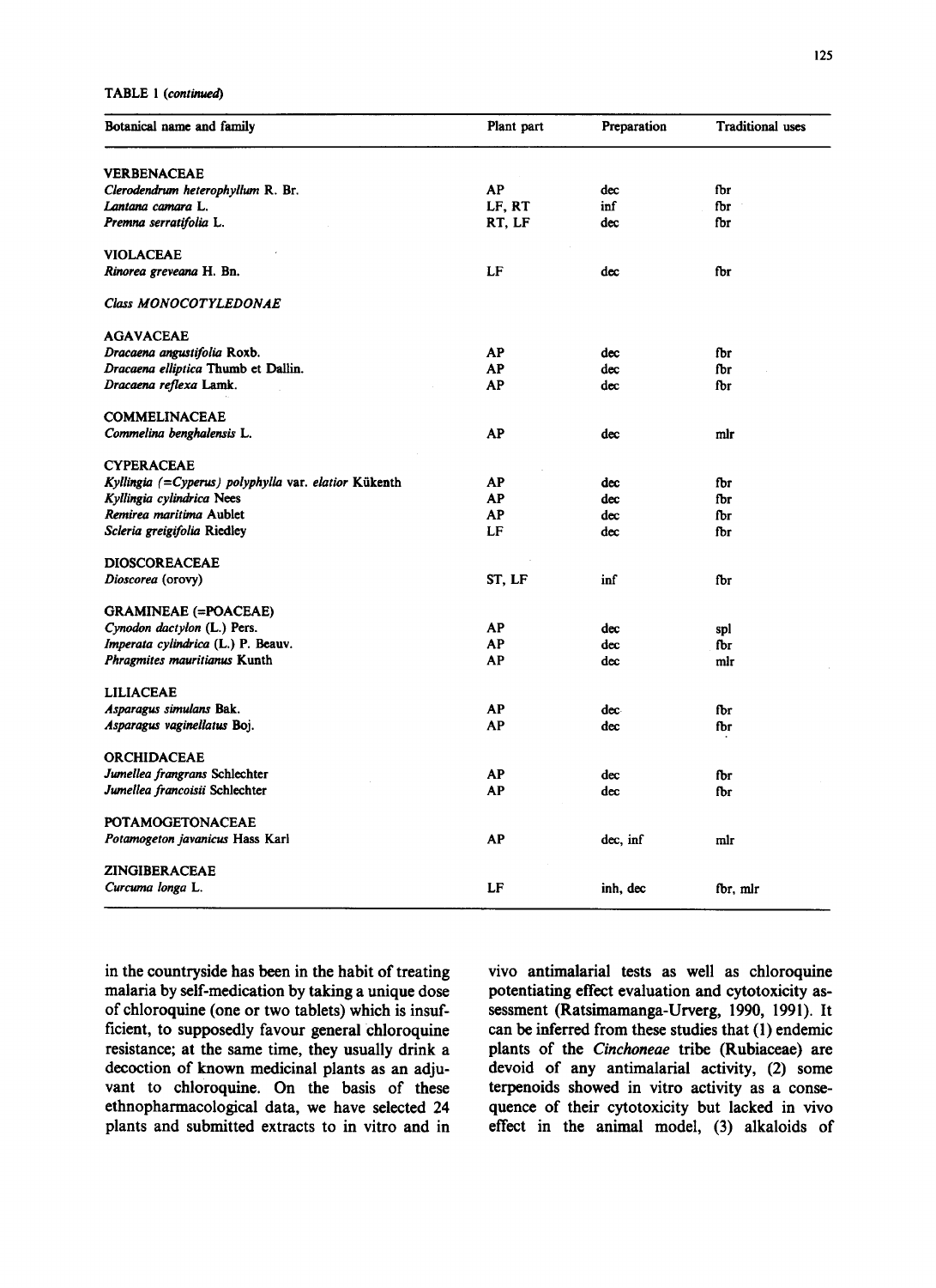TABLE 1 (*continued*)

| Botanical name and family | Plant part | Preparation | Traditional uses |
|---|---|---|---|
| VERBENACEAE | | | |
| *Clerodendrum heterophyllum* R. Br. | AP | dec | fbr |
| *Lantana camara* L. | LF, RT | inf | fbr |
| *Premna serratifolia* L. | RT, LF | dec | fbr |
| VIOLACEAE | | | |
| *Rinorea greveana* H. Bn. | LF | dec | fbr |
| *Class MONOCOTYLEDONAE* | | | |
| AGAVACEAE | | | |
| *Dracaena angustifolia* Roxb. | AP | dec | fbr |
| *Dracaena elliptica* Thumb et Dallin. | AP | dec | fbr |
| *Dracaena reflexa* Lamk. | AP | dec | fbr |
| COMMELINACEAE | | | |
| *Commelina benghalensis* L. | AP | dec | mlr |
| CYPERACEAE | | | |
| *Kyllingia (=Cyperus) polyphylla* var. *elatior* Kükenth | AP | dec | fbr |
| *Kyllingia cylindrica* Nees | AP | dec | fbr |
| *Remirea maritima* Aublet | AP | dec | fbr |
| *Scleria greigifolia* Riedley | LF | dec | fbr |
| DIOSCOREACEAE | | | |
| *Dioscorea* (orovy) | ST, LF | inf | fbr |
| GRAMINEAE (=POACEAE) | | | |
| *Cynodon dactylon* (L.) Pers. | AP | dec | spl |
| *Imperata cylindrica* (L.) P. Beauv. | AP | dec | fbr |
| *Phragmites mauritianus* Kunth | AP | dec | mlr |
| LILIACEAE | | | |
| *Asparagus simulans* Bak. | AP | dec | fbr |
| *Asparagus vaginellatus* Boj. | AP | dec | fbr |
| ORCHIDACEAE | | | |
| *Jumellea frangrans* Schlechter | AP | dec | fbr |
| *Jumellea francoisii* Schlechter | AP | dec | fbr |
| POTAMOGETONACEAE | | | |
| *Potamogeton javanicus* Hass Karl | AP | dec, inf | mlr |
| ZINGIBERACEAE | | | |
| *Curcuma longa* L. | LF | inh, dec | fbr, mlr |

in the countryside has been in the habit of treating malaria by self-medication by taking a unique dose of chloroquine (one or two tablets) which is insufficient, to supposedly favour general chloroquine resistance; at the same time, they usually drink a decoction of known medicinal plants as an adjuvant to chloroquine. On the basis of these ethnopharmacological data, we have selected 24 plants and submitted extracts to in vitro and in vivo antimalarial tests as well as chloroquine potentiating effect evaluation and cytotoxicity assessment (Ratsimamanga-Urverg, 1990, 1991). It can be inferred from these studies that (1) endemic plants of the *Cinchoneae* tribe (Rubiaceae) are devoid of any antimalarial activity, (2) some terpenoids showed in vitro activity as a consequence of their cytotoxicity but lacked in vivo effect in the animal model, (3) alkaloids of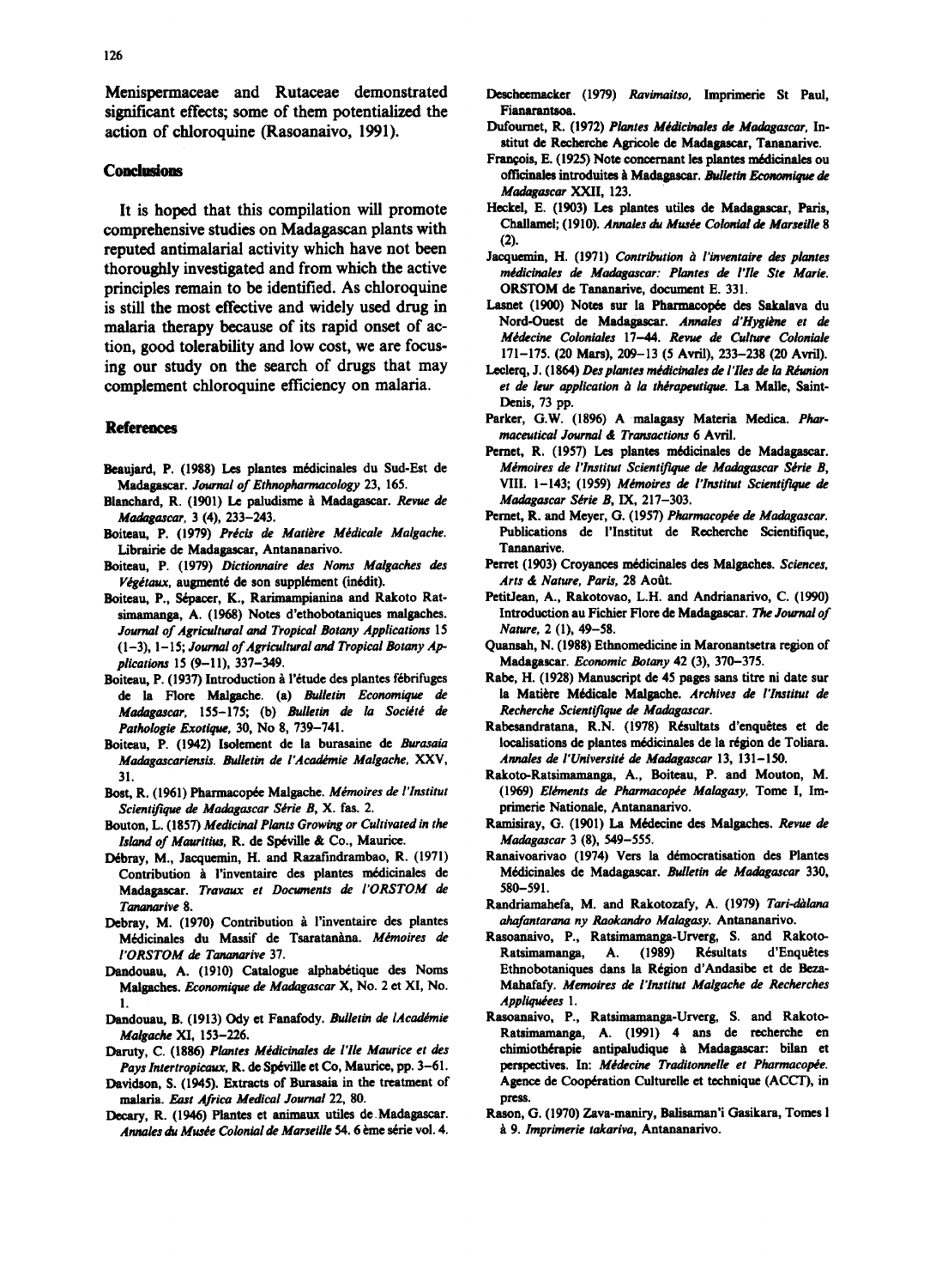Menispermaceae and Rutaceae demonstrated significant effects; some of them potentialized the action of chloroquine (Rasoanaivo, 1991).

## Conclusions

It is hoped that this compilation will promote comprehensive studies on Madagascan plants with reputed antimalarial activity which have not been thoroughly investigated and from which the active principles remain to be identified. As chloroquine is still the most effective and widely used drug in malaria therapy because of its rapid onset of action, good tolerability and low cost, we are focusing our study on the search of drugs that may complement chloroquine efficiency on malaria.

## References

Beaujard, P. (1988) Les plantes médicinales du Sud-Est de Madagascar. *Journal of Ethnopharmacology* 23, 165.

Blanchard, R. (1901) Le paludisme à Madagascar. *Revue de Madagascar*, 3 (4), 233–243.

Boiteau, P. (1979) *Précis de Matière Médicale Malgache.* Librairie de Madagascar, Antananarivo.

Boiteau, P. (1979) *Dictionnaire des Noms Malgaches des Végétaux,* augmenté de son supplément (inédit).

Boiteau, P., Sépacer, K., Rarimampianina and Rakoto Ratsimamanga, A. (1968) Notes d'ethobotaniques malgaches. *Journal of Agricultural and Tropical Botany Applications* 15 (1–3), 1–15; *Journal of Agricultural and Tropical Botany Applications* 15 (9–11), 337–349.

Boiteau, P. (1937) Introduction à l'étude des plantes fébrifuges de la Flore Malgache. (a) *Bulletin Economique de Madagascar*, 155–175; (b) *Bulletin de la Société de Pathologie Exotique*, 30, No 8, 739–741.

Boiteau, P. (1942) Isolement de la burasaine de *Burasaia Madagascariensis*. *Bulletin de l'Académie Malgache*, XXV, 31.

Bost, R. (1961) Pharmacopée Malgache. *Mémoires de l'Institut Scientifique de Madagascar Série B*, X. fas. 2.

Bouton, L. (1857) *Medicinal Plants Growing or Cultivated in the Island of Mauritius*, R. de Spéville & Co., Maurice.

Débray, M., Jacquemin, H. and Razafindrambao, R. (1971) Contribution à l'inventaire des plantes médicinales de Madagascar. *Travaux et Documents de l'ORSTOM de Tananarive* 8.

Debray, M. (1970) Contribution à l'inventaire des plantes Médicinales du Massif de Tsaratanàna. *Mémoires de l'ORSTOM de Tananarive* 37.

Dandouau, A. (1910) Catalogue alphabétique des Noms Malgaches. *Economique de Madagascar* X, No. 2 et XI, No. 1.

Dandouau, B. (1913) Ody et Fanafody. *Bulletin de lAcadémie Malgache* XI, 153–226.

Daruty, C. (1886) *Plantes Médicinales de l'Ile Maurice et des Pays Intertropicaux*, R. de Spéville et Co, Maurice, pp. 3–61.

Davidson, S. (1945). Extracts of Burasaia in the treatment of malaria. *East Africa Medical Journal* 22, 80.

Decary, R. (1946) Plantes et animaux utiles de Madagascar. *Annales du Musée Colonial de Marseille* 54. 6 ème série vol. 4.

Descheemacker (1979) *Ravimaitso*, Imprimerie St Paul, Fianarantsoa.

Dufournet, R. (1972) *Plantes Médicinales de Madagascar*, Institut de Recherche Agricole de Madagascar, Tananarive.

François, E. (1925) Note concernant les plantes médicinales ou officinales introduites à Madagascar. *Bulletin Economique de Madagascar* XXII, 123.

Heckel, E. (1903) Les plantes utiles de Madagascar, Paris, Challamel; (1910). *Annales du Musée Colonial de Marseille* 8 (2).

Jacquemin, H. (1971) *Contribution à l'inventaire des plantes médicinales de Madagascar: Plantes de l'Ile Ste Marie.* ORSTOM de Tananarive, document E. 331.

Lasnet (1900) Notes sur la Pharmacopée des Sakalava du Nord-Ouest de Madagascar. *Annales d'Hygiène et de Médecine Coloniales* 17–44. *Revue de Culture Coloniale* 171–175. (20 Mars), 209–13 (5 Avril), 233–238 (20 Avril).

Leclerq, J. (1864) *Des plantes médicinales de l'Iles de la Réunion et de leur application à la thérapeutique.* La Malle, Saint-Denis, 73 pp.

Parker, G.W. (1896) A malagasy Materia Medica. *Pharmaceutical Journal & Transactions* 6 Avril.

Pernet, R. (1957) Les plantes médicinales de Madagascar. *Mémoires de l'Institut Scientifique de Madagascar Série B*, VIII. 1–143; (1959) *Mémoires de l'Institut Scientifique de Madagascar Série B*, IX, 217–303.

Pernet, R. and Meyer, G. (1957) *Pharmacopée de Madagascar.* Publications de l'Institut de Recherche Scientifique, Tananarive.

Perret (1903) Croyances médicinales des Malgaches. *Sciences, Arts & Nature, Paris*, 28 Août.

PetitJean, A., Rakotovao, L.H. and Andrianarivo, C. (1990) Introduction au Fichier Flore de Madagascar. *The Journal of Nature*, 2 (1), 49–58.

Quansah, N. (1988) Ethnomedicine in Maronantsetra region of Madagascar. *Economic Botany* 42 (3), 370–375.

Rabe, H. (1928) Manuscript de 45 pages sans titre ni date sur la Matière Médicale Malgache. *Archives de l'Institut de Recherche Scientifique de Madagascar.*

Rabesandratana, R.N. (1978) Résultats d'enquêtes et de localisations de plantes médicinales de la région de Toliara. *Annales de l'Université de Madagascar* 13, 131–150.

Rakoto-Ratsimamanga, A., Boiteau, P. and Mouton, M. (1969) *Eléments de Pharmacopée Malagasy*, Tome I, Imprimerie Nationale, Antananarivo.

Ramisiray, G. (1901) La Médecine des Malgaches. *Revue de Madagascar* 3 (8), 549–555.

Ranaivoarivao (1974) Vers la démocratisation des Plantes Médicinales de Madagascar. *Bulletin de Madagascar* 330, 580–591.

Randriamahefa, M. and Rakotozafy, A. (1979) *Tari-dàlana ahafantarana ny Raokandro Malagasy.* Antananarivo.

Rasoanaivo, P., Ratsimamanga-Urverg, S. and Rakoto-Ratsimamanga, A. (1989) Résultats d'Enquêtes Ethnobotaniques dans la Région d'Andasibe et de Beza-Mahafaly. *Memoires de l'Institut Malgache de Recherches Appliquéees* 1.

Rasoanaivo, P., Ratsimamanga-Urverg, S. and Rakoto-Ratsimamanga, A. (1991) 4 ans de recherche en chimiothérapie antipaludique à Madagascar: bilan et perspectives. In: *Médecine Traditonnelle et Pharmacopée.* Agence de Coopération Culturelle et technique (ACCT), in press.

Rason, G. (1970) Zava-maniry, Balisaman'i Gasikara, Tomes 1 à 9. *Imprimerie takariva*, Antananarivo.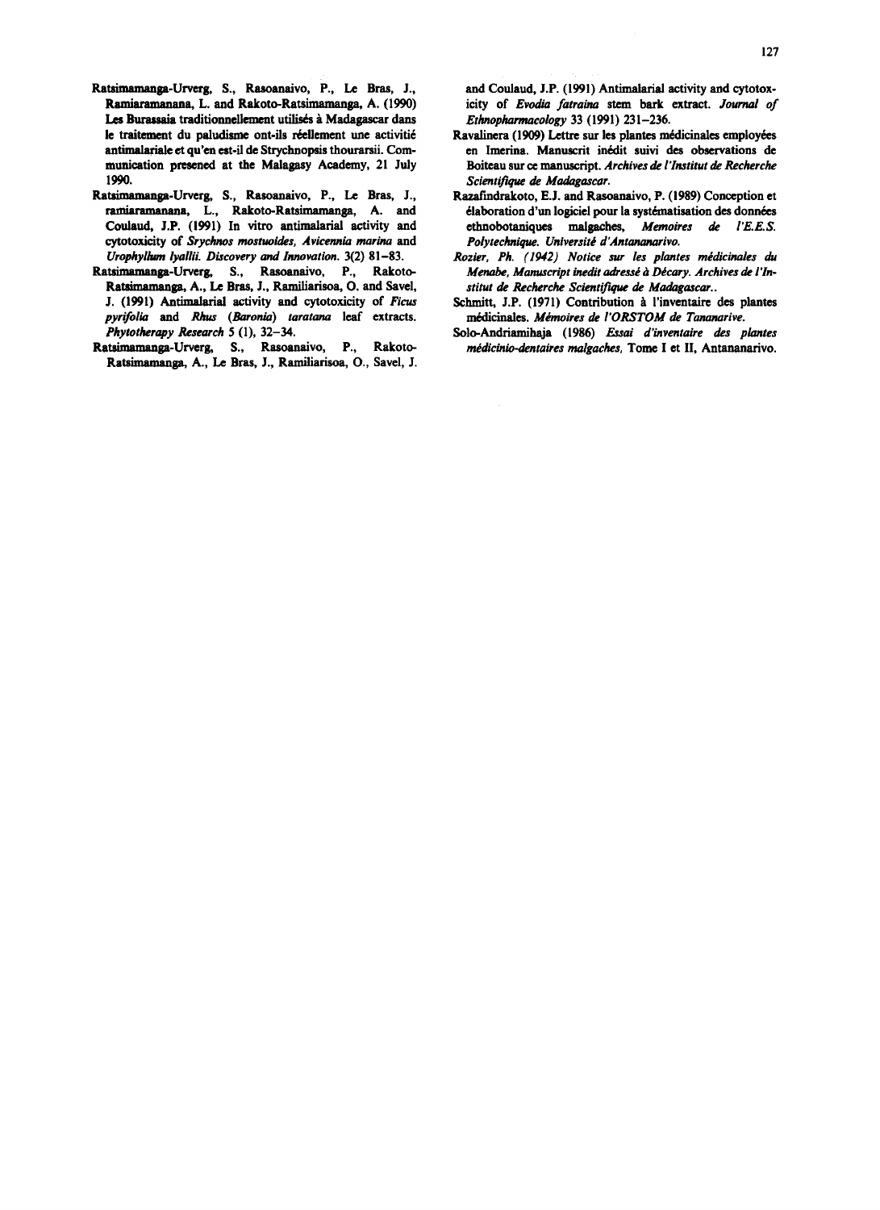Ratsimamanga-Urverg, S., Rasoanaivo, P., Le Bras, J., Ramiaramanana, L. and Rakoto-Ratsimamanga, A. (1990) Les Burassaia traditionnellement utilisés à Madagascar dans le traitement du paludisme ont-ils réellement une activitié antimalariale et qu'en est-il de Strychnopsis thourarsii. Communication presened at the Malagasy Academy, 21 July 1990.

Ratsimamanga-Urverg, S., Rasoanaivo, P., Le Bras, J., ramiaramanana, L., Rakoto-Ratsimamanga, A. and Coulaud, J.P. (1991) In vitro antimalarial activity and cytotoxicity of *Srychnos mostuoides, Avicennia marina* and *Urophyllum lyallii. Discovery and Innovation.* 3(2) 81–83.

Ratsimamanga-Urverg, S., Rasoanaivo, P., Rakoto-Ratsimamanga, A., Le Bras, J., Ramiliarisoa, O. and Savel, J. (1991) Antimalarial activity and cytotoxicity of *Ficus pyrifolia* and *Rhus* (*Baronia*) *taratana* leaf extracts. *Phytotherapy Research* 5 (1), 32–34.

Ratsimamanga-Urverg, S., Rasoanaivo, P., Rakoto-Ratsimamanga, A., Le Bras, J., Ramiliarisoa, O., Savel, J. and Coulaud, J.P. (1991) Antimalarial activity and cytotoxicity of *Evodia fatraina* stem bark extract. *Journal of Ethnopharmacology* 33 (1991) 231–236.

Ravalinera (1909) Lettre sur les plantes médicinales employées en Imerina. Manuscrit inédit suivi des observations de Boiteau sur ce manuscript. *Archives de l'Institut de Recherche Scientifique de Madagascar.*

Razafindrakoto, E.J. and Rasoanaivo, P. (1989) Conception et élaboration d'un logiciel pour la systématisation des données ethnobotaniques malgaches, *Memoires de l'E.E.S. Polytechnique. Université d'Antananarivo.*

*Rozier, Ph. (1942) Notice sur les plantes médicinales du Menabe, Manuscript inedit adressé à Décary. Archives de l'Institut de Recherche Scientifique de Madagascar..*

Schmitt, J.P. (1971) Contribution à l'inventaire des plantes médicinales. *Mémoires de l'ORSTOM de Tananarive.*

Solo-Andriamihaja (1986) *Essai d'inventaire des plantes médicinio-dentaires malgaches,* Tome I et II, Antananarivo.